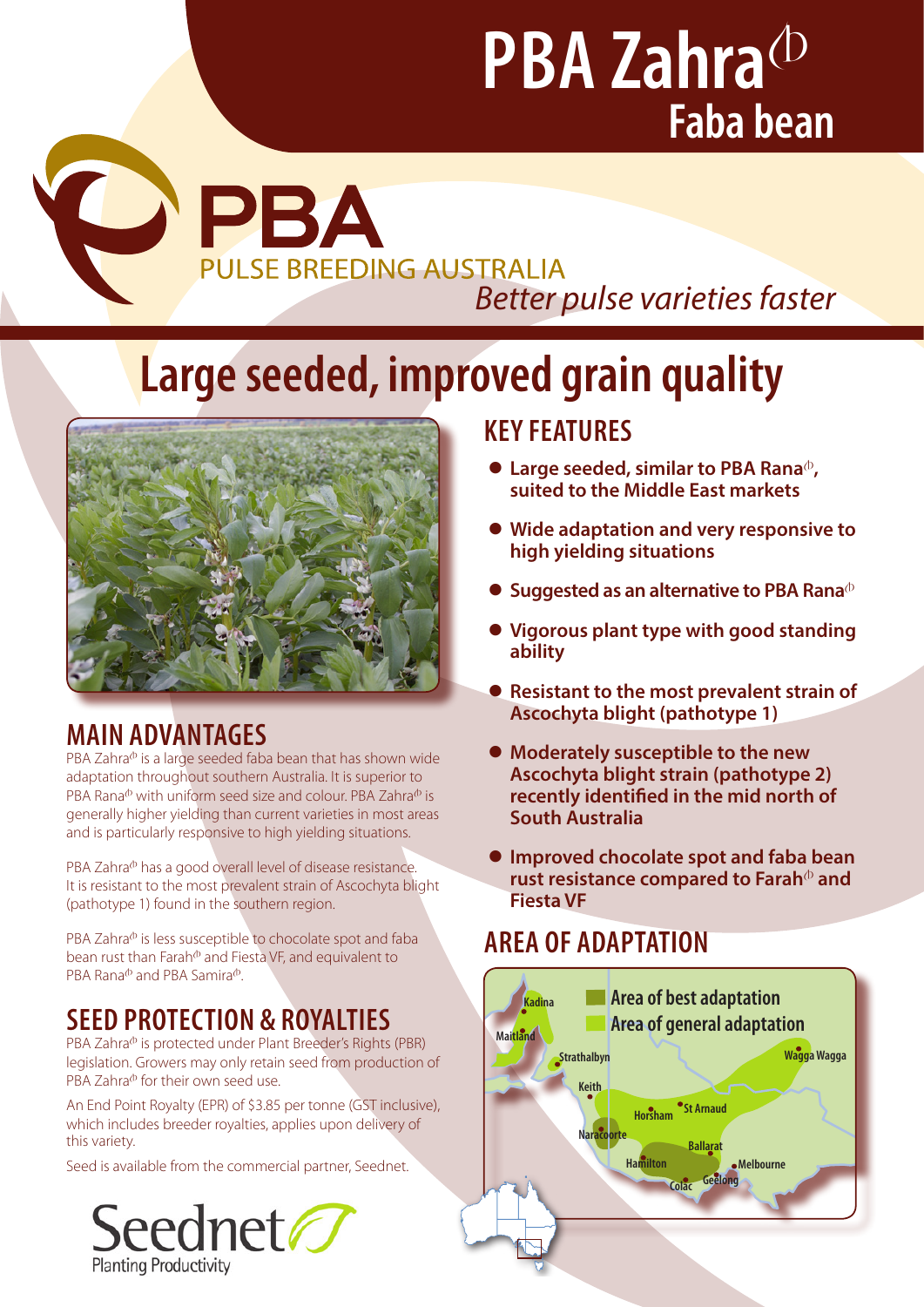# PBA Zahra⊕ Faba bean

PBA
PULSE BREEDING AUSTRALIA
*Better pulse varieties faster*

## Large seeded, improved grain quality

## MAIN ADVANTAGES

PBA Zahra⊕ is a large seeded faba bean that has shown wide adaptation throughout southern Australia. It is superior to PBA Rana⊕ with uniform seed size and colour. PBA Zahra⊕ is generally higher yielding than current varieties in most areas and is particularly responsive to high yielding situations.

PBA Zahra⊕ has a good overall level of disease resistance. It is resistant to the most prevalent strain of Ascochyta blight (pathotype 1) found in the southern region.

PBA Zahra⊕ is less susceptible to chocolate spot and faba bean rust than Farah⊕ and Fiesta VF, and equivalent to PBA Rana⊕ and PBA Samira⊕.

## SEED PROTECTION & ROYALTIES

PBA Zahra⊕ is protected under Plant Breeder's Rights (PBR) legislation. Growers may only retain seed from production of PBA Zahra⊕ for their own seed use.

An End Point Royalty (EPR) of $3.85 per tonne (GST inclusive), which includes breeder royalties, applies upon delivery of this variety.

Seed is available from the commercial partner, Seednet.

Seednet
Planting Productivity

## KEY FEATURES

- **Large seeded, similar to PBA Rana⊕, suited to the Middle East markets**
- **Wide adaptation and very responsive to high yielding situations**
- **Suggested as an alternative to PBA Rana⊕**
- **Vigorous plant type with good standing ability**
- **Resistant to the most prevalent strain of Ascochyta blight (pathotype 1)**
- **Moderately susceptible to the new Ascochyta blight strain (pathotype 2) recently identified in the mid north of South Australia**
- **Improved chocolate spot and faba bean rust resistance compared to Farah⊕ and Fiesta VF**

## AREA OF ADAPTATION

Area of best adaptation
Area of general adaptation

Kadina, Maitland, Strathalbyn, Keith, Naracoorte, Horsham, St Arnaud, Wagga Wagga, Ballarat, Hamilton, Melbourne, Colac, Geelong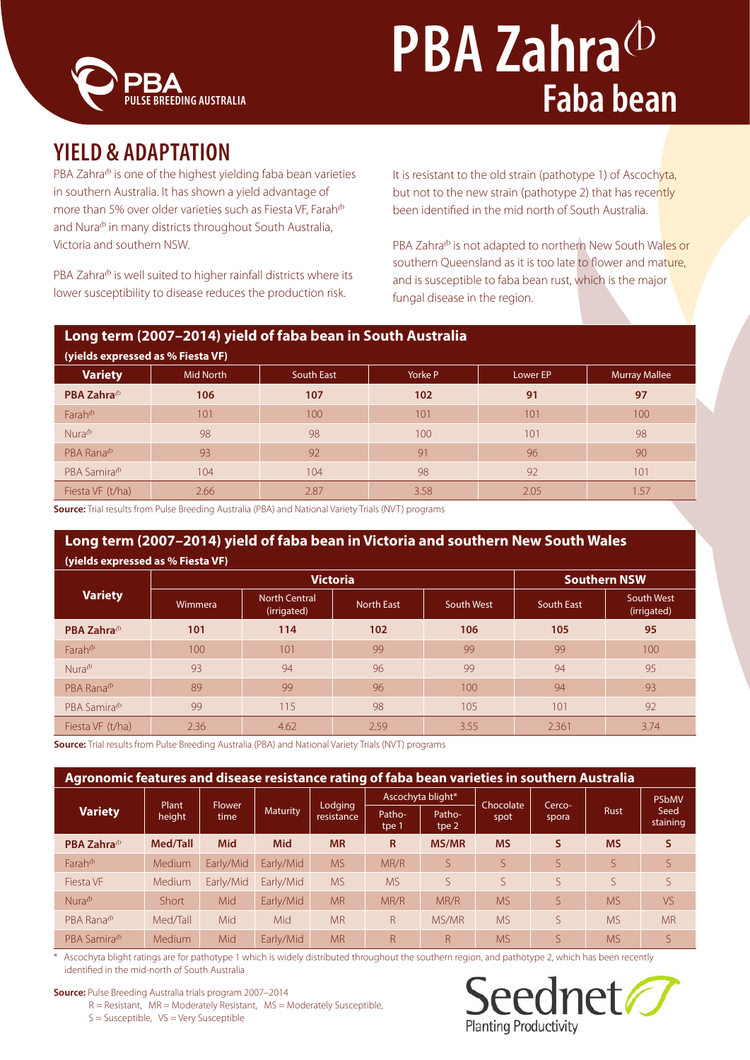# PBA Zahra<sup>⊕</sup> Faba bean

PBA PULSE BREEDING AUSTRALIA

## YIELD & ADAPTATION

PBA Zahra⊕ is one of the highest yielding faba bean varieties in southern Australia. It has shown a yield advantage of more than 5% over older varieties such as Fiesta VF, Farah⊕ and Nura⊕ in many districts throughout South Australia, Victoria and southern NSW.

PBA Zahra⊕ is well suited to higher rainfall districts where its lower susceptibility to disease reduces the production risk.

It is resistant to the old strain (pathotype 1) of Ascochyta, but not to the new strain (pathotype 2) that has recently been identified in the mid north of South Australia.

PBA Zahra⊕ is not adapted to northern New South Wales or southern Queensland as it is too late to flower and mature, and is susceptible to faba bean rust, which is the major fungal disease in the region.

**Long term (2007–2014) yield of faba bean in South Australia**
**(yields expressed as % Fiesta VF)**

| Variety | Mid North | South East | Yorke P | Lower EP | Murray Mallee |
|---|---|---|---|---|---|
| **PBA Zahra⊕** | **106** | **107** | **102** | **91** | **97** |
| Farah⊕ | 101 | 100 | 101 | 101 | 100 |
| Nura⊕ | 98 | 98 | 100 | 101 | 98 |
| PBA Rana⊕ | 93 | 92 | 91 | 96 | 90 |
| PBA Samira⊕ | 104 | 104 | 98 | 92 | 101 |
| Fiesta VF (t/ha) | 2.66 | 2.87 | 3.58 | 2.05 | 1.57 |

**Source:** Trial results from Pulse Breeding Australia (PBA) and National Variety Trials (NVT) programs

**Long term (2007–2014) yield of faba bean in Victoria and southern New South Wales**
**(yields expressed as % Fiesta VF)**

| Variety | Victoria | | | | Southern NSW | |
|---|---|---|---|---|---|---|
| | Wimmera | North Central (irrigated) | North East | South West | South East | South West (irrigated) |
| **PBA Zahra⊕** | **101** | **114** | **102** | **106** | **105** | **95** |
| Farah⊕ | 100 | 101 | 99 | 99 | 99 | 100 |
| Nura⊕ | 93 | 94 | 96 | 99 | 94 | 95 |
| PBA Rana⊕ | 89 | 99 | 96 | 100 | 94 | 93 |
| PBA Samira⊕ | 99 | 115 | 98 | 105 | 101 | 92 |
| Fiesta VF (t/ha) | 2.36 | 4.62 | 2.59 | 3.55 | 2.361 | 3.74 |

**Source:** Trial results from Pulse Breeding Australia (PBA) and National Variety Trials (NVT) programs

**Agronomic features and disease resistance rating of faba bean varieties in southern Australia**

| Variety | Plant height | Flower time | Maturity | Lodging resistance | Ascochyta blight* | | Chocolate spot | Cercospora | Rust | PSbMV Seed staining |
|---|---|---|---|---|---|---|---|---|---|---|
| | | | | | Pathotype 1 | Pathotype 2 | | | | |
| **PBA Zahra⊕** | **Med/Tall** | **Mid** | **Mid** | **MR** | **R** | **MS/MR** | **MS** | **S** | **MS** | **S** |
| Farah⊕ | Medium | Early/Mid | Early/Mid | MS | MR/R | S | S | S | S | S |
| Fiesta VF | Medium | Early/Mid | Early/Mid | MS | MS | S | S | S | S | S |
| Nura⊕ | Short | Mid | Early/Mid | MR | MR/R | MR/R | MS | S | MS | VS |
| PBA Rana⊕ | Med/Tall | Mid | Mid | MR | R | MS/MR | MS | S | MS | MR |
| PBA Samira⊕ | Medium | Mid | Early/Mid | MR | R | R | MS | S | MS | S |

\* Ascochyta blight ratings are for pathotype 1 which is widely distributed throughout the southern region, and pathotype 2, which has been recently identified in the mid-north of South Australia

**Source:** Pulse Breeding Australia trials program 2007–2014
R = Resistant, MR = Moderately Resistant, MS = Moderately Susceptible,
S = Susceptible, VS = Very Susceptible

Seednet Planting Productivity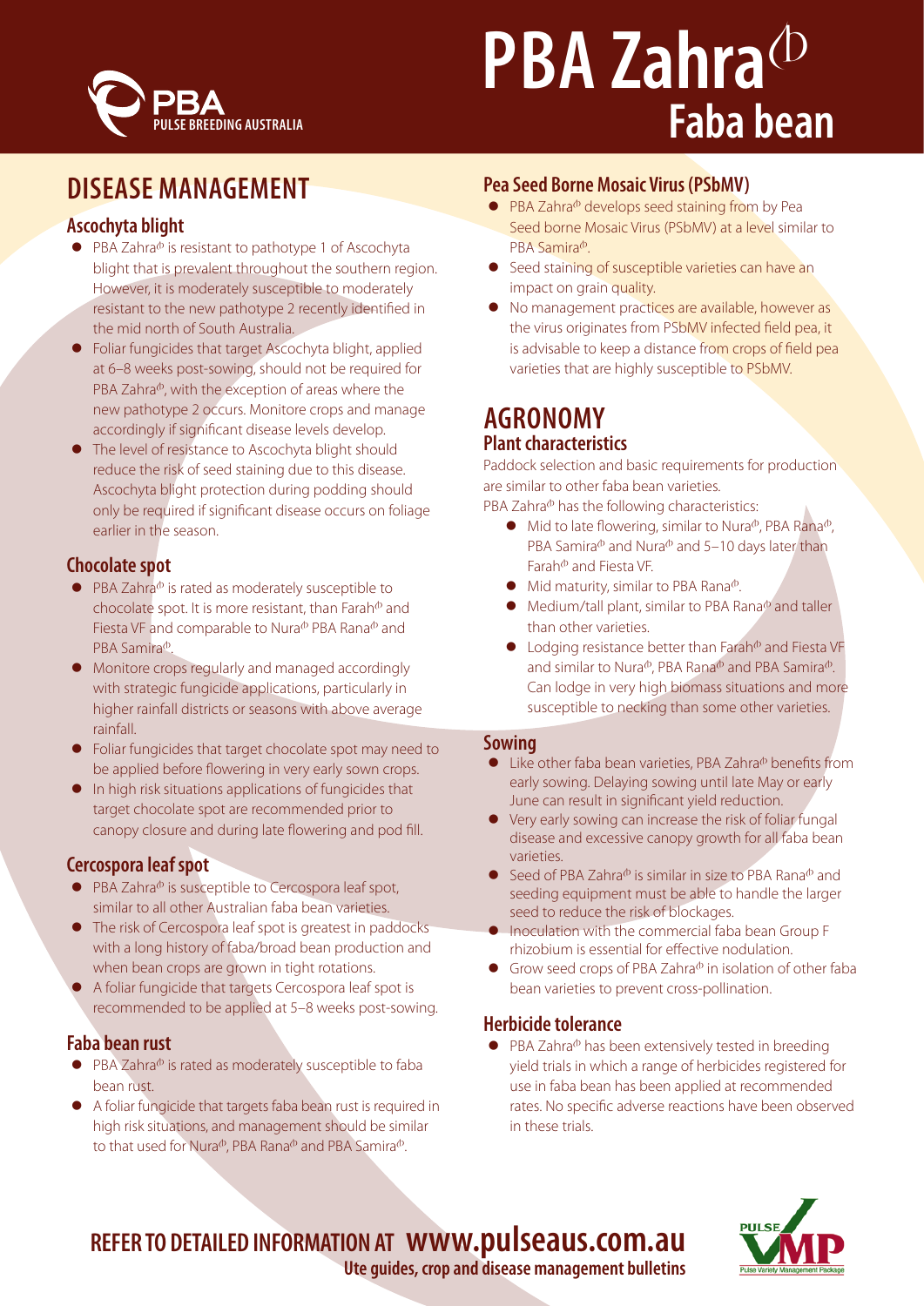# PBA Zahra$^{\phi}$ Faba bean

## DISEASE MANAGEMENT

### Ascochyta blight

- PBA Zahra$^{\phi}$ is resistant to pathotype 1 of Ascochyta blight that is prevalent throughout the southern region. However, it is moderately susceptible to moderately resistant to the new pathotype 2 recently identified in the mid north of South Australia.
- Foliar fungicides that target Ascochyta blight, applied at 6–8 weeks post-sowing, should not be required for PBA Zahra$^{\phi}$, with the exception of areas where the new pathotype 2 occurs. Monitore crops and manage accordingly if significant disease levels develop.
- The level of resistance to Ascochyta blight should reduce the risk of seed staining due to this disease. Ascochyta blight protection during podding should only be required if significant disease occurs on foliage earlier in the season.

### Chocolate spot

- PBA Zahra$^{\phi}$ is rated as moderately susceptible to chocolate spot. It is more resistant, than Farah$^{\phi}$ and Fiesta VF and comparable to Nura$^{\phi}$ PBA Rana$^{\phi}$ and PBA Samira$^{\phi}$.
- Monitore crops regularly and managed accordingly with strategic fungicide applications, particularly in higher rainfall districts or seasons with above average rainfall.
- Foliar fungicides that target chocolate spot may need to be applied before flowering in very early sown crops.
- In high risk situations applications of fungicides that target chocolate spot are recommended prior to canopy closure and during late flowering and pod fill.

### Cercospora leaf spot

- PBA Zahra$^{\phi}$ is susceptible to Cercospora leaf spot, similar to all other Australian faba bean varieties.
- The risk of Cercospora leaf spot is greatest in paddocks with a long history of faba/broad bean production and when bean crops are grown in tight rotations.
- A foliar fungicide that targets Cercospora leaf spot is recommended to be applied at 5–8 weeks post-sowing.

### Faba bean rust

- PBA Zahra$^{\phi}$ is rated as moderately susceptible to faba bean rust.
- A foliar fungicide that targets faba bean rust is required in high risk situations, and management should be similar to that used for Nura$^{\phi}$, PBA Rana$^{\phi}$ and PBA Samira$^{\phi}$.

### Pea Seed Borne Mosaic Virus (PSbMV)

- PBA Zahra$^{\phi}$ develops seed staining from by Pea Seed borne Mosaic Virus (PSbMV) at a level similar to PBA Samira$^{\phi}$.
- Seed staining of susceptible varieties can have an impact on grain quality.
- No management practices are available, however as the virus originates from PSbMV infected field pea, it is advisable to keep a distance from crops of field pea varieties that are highly susceptible to PSbMV.

## AGRONOMY

### Plant characteristics

Paddock selection and basic requirements for production are similar to other faba bean varieties.

PBA Zahra$^{\phi}$ has the following characteristics:

- Mid to late flowering, similar to Nura$^{\phi}$, PBA Rana$^{\phi}$, PBA Samira$^{\phi}$ and Nura$^{\phi}$ and 5–10 days later than Farah$^{\phi}$ and Fiesta VF.
- Mid maturity, similar to PBA Rana$^{\phi}$.
- Medium/tall plant, similar to PBA Rana$^{\phi}$ and taller than other varieties.
- Lodging resistance better than Farah$^{\phi}$ and Fiesta VF and similar to Nura$^{\phi}$, PBA Rana$^{\phi}$ and PBA Samira$^{\phi}$. Can lodge in very high biomass situations and more susceptible to necking than some other varieties.

### Sowing

- Like other faba bean varieties, PBA Zahra$^{\phi}$ benefits from early sowing. Delaying sowing until late May or early June can result in significant yield reduction.
- Very early sowing can increase the risk of foliar fungal disease and excessive canopy growth for all faba bean varieties.
- Seed of PBA Zahra$^{\phi}$ is similar in size to PBA Rana$^{\phi}$ and seeding equipment must be able to handle the larger seed to reduce the risk of blockages.
- Inoculation with the commercial faba bean Group F rhizobium is essential for effective nodulation.
- Grow seed crops of PBA Zahra$^{\phi}$ in isolation of other faba bean varieties to prevent cross-pollination.

### Herbicide tolerance

- PBA Zahra$^{\phi}$ has been extensively tested in breeding yield trials in which a range of herbicides registered for use in faba bean has been applied at recommended rates. No specific adverse reactions have been observed in these trials.

**REFER TO DETAILED INFORMATION AT www.pulseaus.com.au**
**Ute guides, crop and disease management bulletins**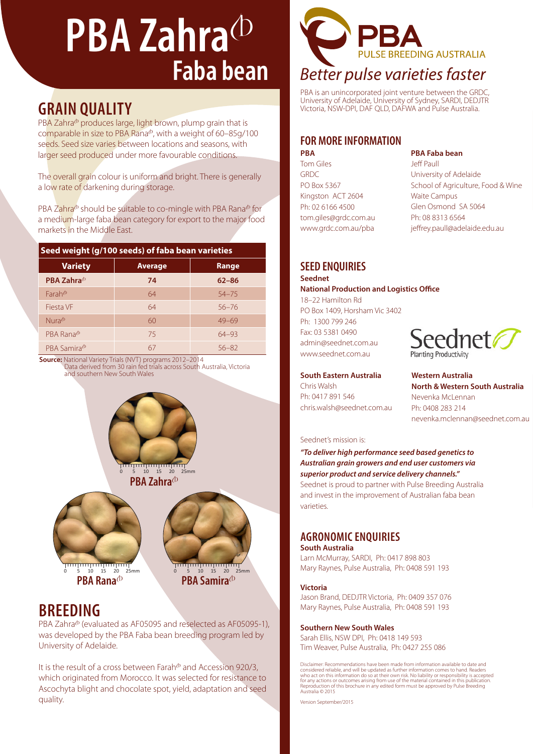# PBA Zahra$^{\Phi}$ Faba bean

## GRAIN QUALITY

PBA Zahra$^{\Phi}$ produces large, light brown, plump grain that is comparable in size to PBA Rana$^{\Phi}$, with a weight of 60–85g/100 seeds. Seed size varies between locations and seasons, with larger seed produced under more favourable conditions.

The overall grain colour is uniform and bright. There is generally a low rate of darkening during storage.

PBA Zahra$^{\Phi}$ should be suitable to co-mingle with PBA Rana$^{\Phi}$ for a medium-large faba bean category for export to the major food markets in the Middle East.

**Seed weight (g/100 seeds) of faba bean varieties**

| Variety | Average | Range |
|---|---|---|
| **PBA Zahra$^{\Phi}$** | **74** | **62–86** |
| Farah$^{\Phi}$ | 64 | 54–75 |
| Fiesta VF | 64 | 56–76 |
| Nura$^{\Phi}$ | 60 | 49–69 |
| PBA Rana$^{\Phi}$ | 75 | 64–93 |
| PBA Samira$^{\Phi}$ | 67 | 56–82 |

**Source:** National Variety Trials (NVT) programs 2012–2014
Data derived from 30 rain fed trials across South Australia, Victoria and southern New South Wales

0 5 10 15 20 25mm
**PBA Zahra$^{\Phi}$**

0 5 10 15 20 25mm
**PBA Rana$^{\Phi}$**

0 5 10 15 20 25mm
**PBA Samira$^{\Phi}$**

## BREEDING

PBA Zahra$^{\Phi}$ (evaluated as AF05095 and reselected as AF05095-1), was developed by the PBA Faba bean breeding program led by University of Adelaide.

It is the result of a cross between Farah$^{\Phi}$ and Accession 920/3, which originated from Morocco. It was selected for resistance to Ascochyta blight and chocolate spot, yield, adaptation and seed quality.

PBA PULSE BREEDING AUSTRALIA

*Better pulse varieties faster*

PBA is an unincorporated joint venture between the GRDC, University of Adelaide, University of Sydney, SARDI, DEDJTR Victoria, NSW-DPI, DAF QLD, DAFWA and Pulse Australia.

## FOR MORE INFORMATION

**PBA**
Tom Giles
GRDC
PO Box 5367
Kingston ACT 2604
Ph: 02 6166 4500
tom.giles@grdc.com.au
www.grdc.com.au/pba

**PBA Faba bean**
Jeff Paull
University of Adelaide
School of Agriculture, Food & Wine
Waite Campus
Glen Osmond SA 5064
Ph: 08 8313 6564
jeffrey.paull@adelaide.edu.au

## SEED ENQUIRIES

**Seednet**
**National Production and Logistics Office**
18–22 Hamilton Rd
PO Box 1409, Horsham Vic 3402
Ph: 1300 799 246
Fax: 03 5381 0490
admin@seednet.com.au
www.seednet.com.au

Seednet Planting Productivity

**South Eastern Australia**
Chris Walsh
Ph: 0417 891 546
chris.walsh@seednet.com.au

**Western Australia**
**North & Western South Australia**
Nevenka McLennan
Ph: 0408 283 214
nevenka.mclennan@seednet.com.au

Seednet's mission is:

***"To deliver high performance seed based genetics to Australian grain growers and end user customers via superior product and service delivery channels."***

Seednet is proud to partner with Pulse Breeding Australia and invest in the improvement of Australian faba bean varieties.

## AGRONOMIC ENQUIRIES

**South Australia**
Larn McMurray, SARDI, Ph: 0417 898 803
Mary Raynes, Pulse Australia, Ph: 0408 591 193

**Victoria**
Jason Brand, DEDJTR Victoria, Ph: 0409 357 076
Mary Raynes, Pulse Australia, Ph: 0408 591 193

**Southern New South Wales**
Sarah Ellis, NSW DPI, Ph: 0418 149 593
Tim Weaver, Pulse Australia, Ph: 0427 255 086

Disclaimer: Recommendations have been made from information available to date and considered reliable, and will be updated as further information comes to hand. Readers who act on this information do so at their own risk. No liability or responsibility is accepted for any actions or outcomes arising from use of the material contained in this publication. Reproduction of this brochure in any edited form must be approved by Pulse Breeding Australia © 2015

Version September/2015